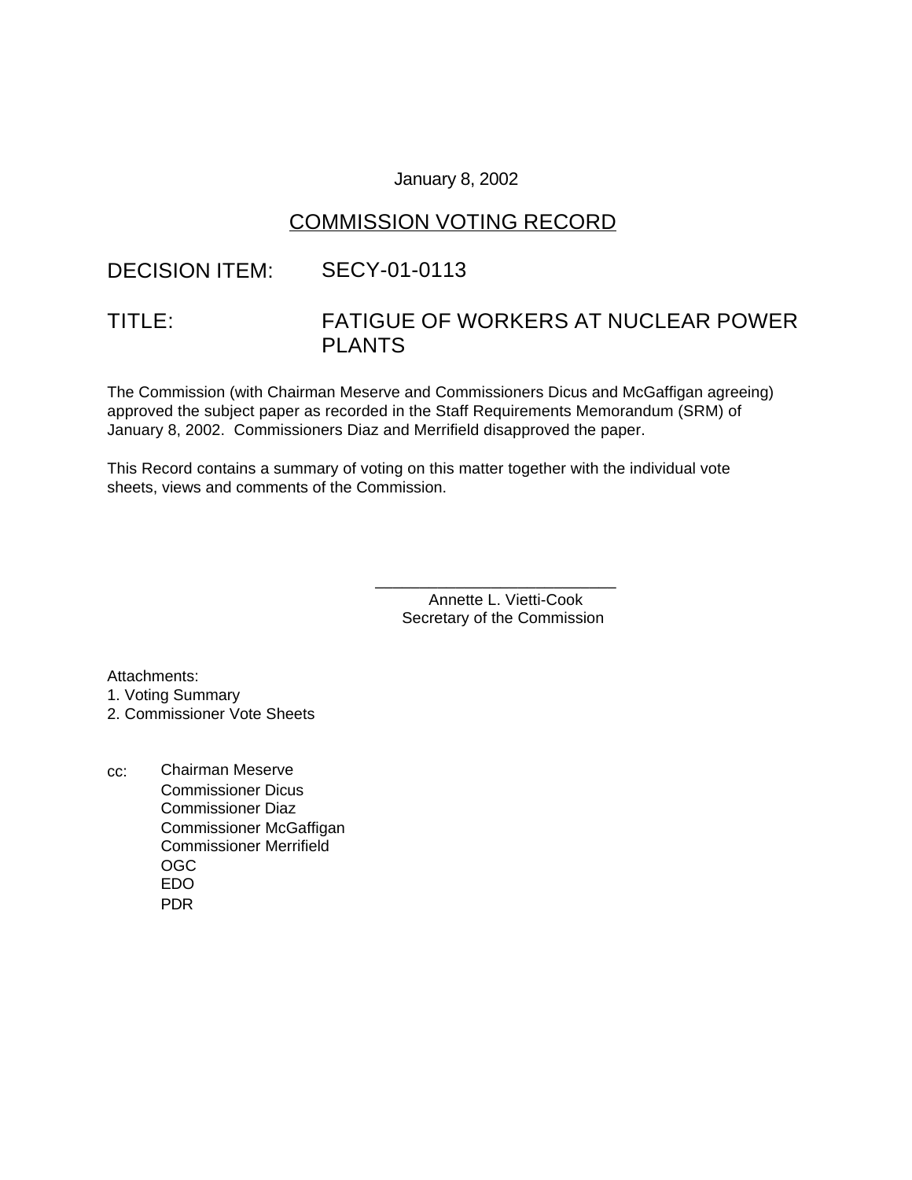January 8, 2002

## COMMISSION VOTING RECORD

DECISION ITEM: SECY-01-0113

TITLE: FATIGUE OF WORKERS AT NUCLEAR POWER PLANTS

The Commission (with Chairman Meserve and Commissioners Dicus and McGaffigan agreeing) approved the subject paper as recorded in the Staff Requirements Memorandum (SRM) of January 8, 2002. Commissioners Diaz and Merrifield disapproved the paper.

This Record contains a summary of voting on this matter together with the individual vote sheets, views and comments of the Commission.

\_\_\_\_\_\_\_\_\_\_\_\_\_\_\_\_\_\_\_\_\_\_\_\_\_\_\_\_  
Annette L. Vietti-Cook  
Secretary of the Commission

Attachments:  
1. Voting Summary  
2. Commissioner Vote Sheets

cc: Chairman Meserve  
Commissioner Dicus  
Commissioner Diaz  
Commissioner McGaffigan  
Commissioner Merrifield  
OGC  
EDO  
PDR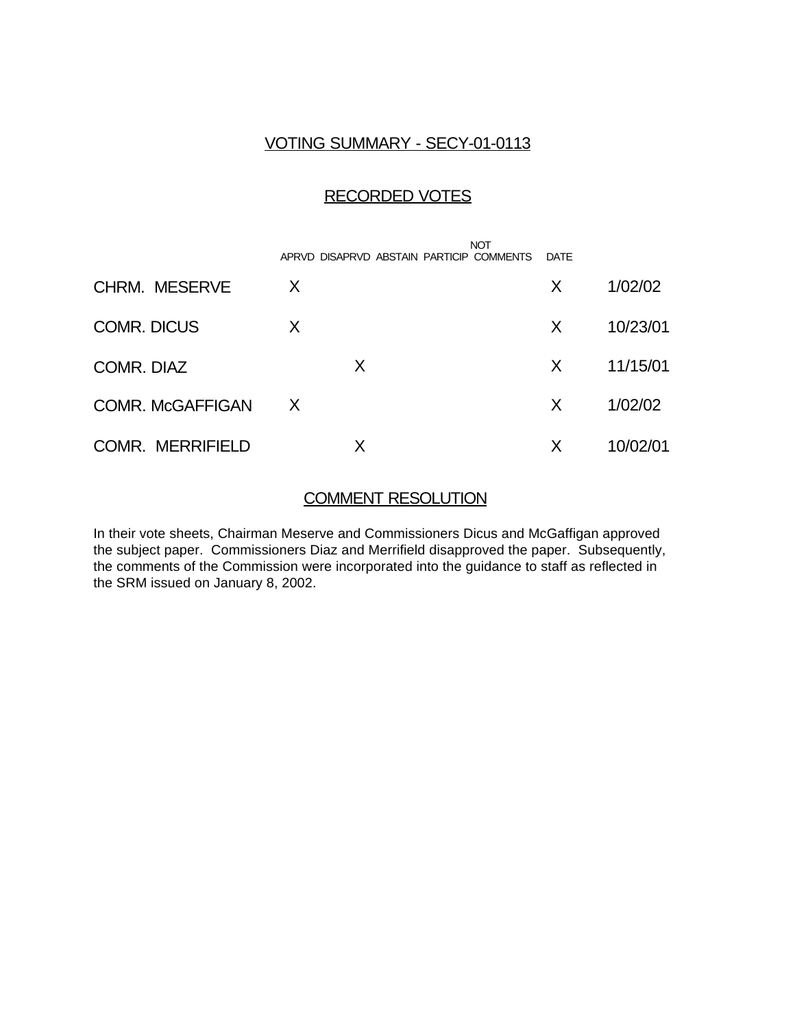## VOTING SUMMARY - SECY-01-0113

## RECORDED VOTES

| | APRVD | DISAPRVD | ABSTAIN | NOT PARTICIP | COMMENTS | DATE |
|---|---|---|---|---|---|---|
| CHRM. MESERVE | X | | | | X | 1/02/02 |
| COMR. DICUS | X | | | | X | 10/23/01 |
| COMR. DIAZ | | X | | | X | 11/15/01 |
| COMR. McGAFFIGAN | X | | | | X | 1/02/02 |
| COMR. MERRIFIELD | | X | | | X | 10/02/01 |

## COMMENT RESOLUTION

In their vote sheets, Chairman Meserve and Commissioners Dicus and McGaffigan approved the subject paper. Commissioners Diaz and Merrifield disapproved the paper. Subsequently, the comments of the Commission were incorporated into the guidance to staff as reflected in the SRM issued on January 8, 2002.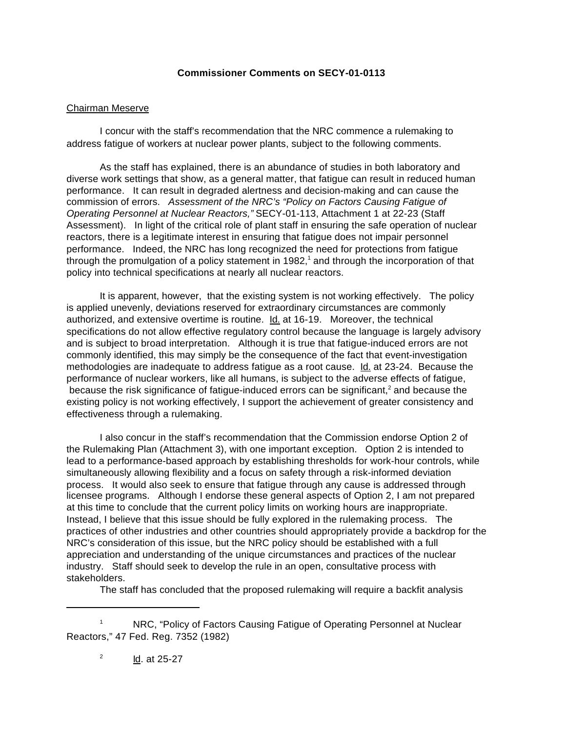**Commissioner Comments on SECY-01-0113**

Chairman Meserve

I concur with the staff's recommendation that the NRC commence a rulemaking to address fatigue of workers at nuclear power plants, subject to the following comments.

As the staff has explained, there is an abundance of studies in both laboratory and diverse work settings that show, as a general matter, that fatigue can result in reduced human performance. It can result in degraded alertness and decision-making and can cause the commission of errors. *Assessment of the NRC's "Policy on Factors Causing Fatigue of Operating Personnel at Nuclear Reactors,"* SECY-01-113, Attachment 1 at 22-23 (Staff Assessment). In light of the critical role of plant staff in ensuring the safe operation of nuclear reactors, there is a legitimate interest in ensuring that fatigue does not impair personnel performance. Indeed, the NRC has long recognized the need for protections from fatigue through the promulgation of a policy statement in 1982,[1] and through the incorporation of that policy into technical specifications at nearly all nuclear reactors.

It is apparent, however, that the existing system is not working effectively. The policy is applied unevenly, deviations reserved for extraordinary circumstances are commonly authorized, and extensive overtime is routine. Id. at 16-19. Moreover, the technical specifications do not allow effective regulatory control because the language is largely advisory and is subject to broad interpretation. Although it is true that fatigue-induced errors are not commonly identified, this may simply be the consequence of the fact that event-investigation methodologies are inadequate to address fatigue as a root cause. Id. at 23-24. Because the performance of nuclear workers, like all humans, is subject to the adverse effects of fatigue, because the risk significance of fatigue-induced errors can be significant,[2] and because the existing policy is not working effectively, I support the achievement of greater consistency and effectiveness through a rulemaking.

I also concur in the staff's recommendation that the Commission endorse Option 2 of the Rulemaking Plan (Attachment 3), with one important exception. Option 2 is intended to lead to a performance-based approach by establishing thresholds for work-hour controls, while simultaneously allowing flexibility and a focus on safety through a risk-informed deviation process. It would also seek to ensure that fatigue through any cause is addressed through licensee programs. Although I endorse these general aspects of Option 2, I am not prepared at this time to conclude that the current policy limits on working hours are inappropriate. Instead, I believe that this issue should be fully explored in the rulemaking process. The practices of other industries and other countries should appropriately provide a backdrop for the NRC's consideration of this issue, but the NRC policy should be established with a full appreciation and understanding of the unique circumstances and practices of the nuclear industry. Staff should seek to develop the rule in an open, consultative process with stakeholders.

The staff has concluded that the proposed rulemaking will require a backfit analysis

---

[1] NRC, "Policy of Factors Causing Fatigue of Operating Personnel at Nuclear Reactors," 47 Fed. Reg. 7352 (1982)

[2] Id. at 25-27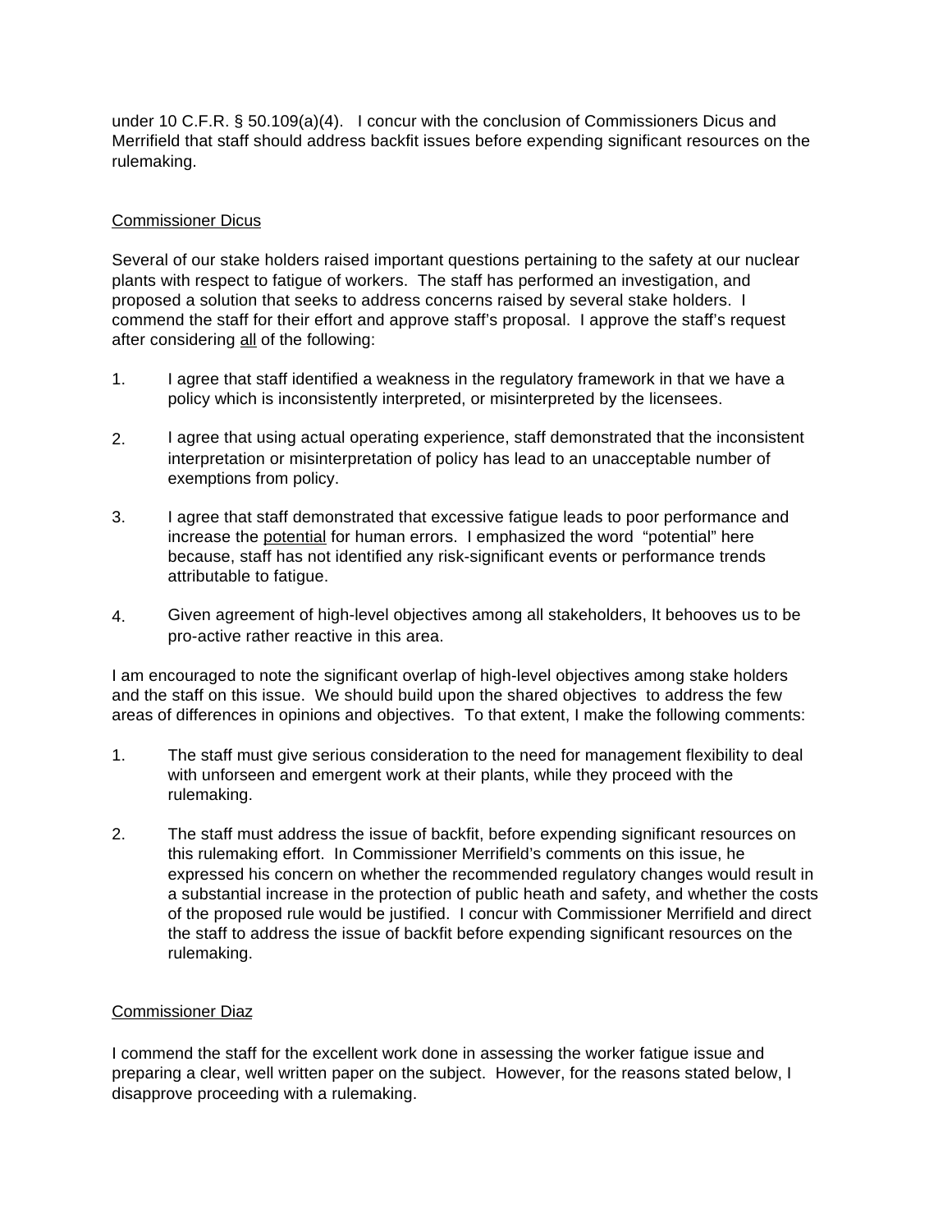under 10 C.F.R. § 50.109(a)(4). I concur with the conclusion of Commissioners Dicus and Merrifield that staff should address backfit issues before expending significant resources on the rulemaking.

<u>Commissioner Dicus</u>

Several of our stake holders raised important questions pertaining to the safety at our nuclear plants with respect to fatigue of workers. The staff has performed an investigation, and proposed a solution that seeks to address concerns raised by several stake holders. I commend the staff for their effort and approve staff's proposal. I approve the staff's request after considering <u>all</u> of the following:

1. I agree that staff identified a weakness in the regulatory framework in that we have a policy which is inconsistently interpreted, or misinterpreted by the licensees.

2. I agree that using actual operating experience, staff demonstrated that the inconsistent interpretation or misinterpretation of policy has lead to an unacceptable number of exemptions from policy.

3. I agree that staff demonstrated that excessive fatigue leads to poor performance and increase the <u>potential</u> for human errors. I emphasized the word "potential" here because, staff has not identified any risk-significant events or performance trends attributable to fatigue.

4. Given agreement of high-level objectives among all stakeholders, It behooves us to be pro-active rather reactive in this area.

I am encouraged to note the significant overlap of high-level objectives among stake holders and the staff on this issue. We should build upon the shared objectives to address the few areas of differences in opinions and objectives. To that extent, I make the following comments:

1. The staff must give serious consideration to the need for management flexibility to deal with unforseen and emergent work at their plants, while they proceed with the rulemaking.

2. The staff must address the issue of backfit, before expending significant resources on this rulemaking effort. In Commissioner Merrifield's comments on this issue, he expressed his concern on whether the recommended regulatory changes would result in a substantial increase in the protection of public heath and safety, and whether the costs of the proposed rule would be justified. I concur with Commissioner Merrifield and direct the staff to address the issue of backfit before expending significant resources on the rulemaking.

<u>Commissioner Diaz</u>

I commend the staff for the excellent work done in assessing the worker fatigue issue and preparing a clear, well written paper on the subject. However, for the reasons stated below, I disapprove proceeding with a rulemaking.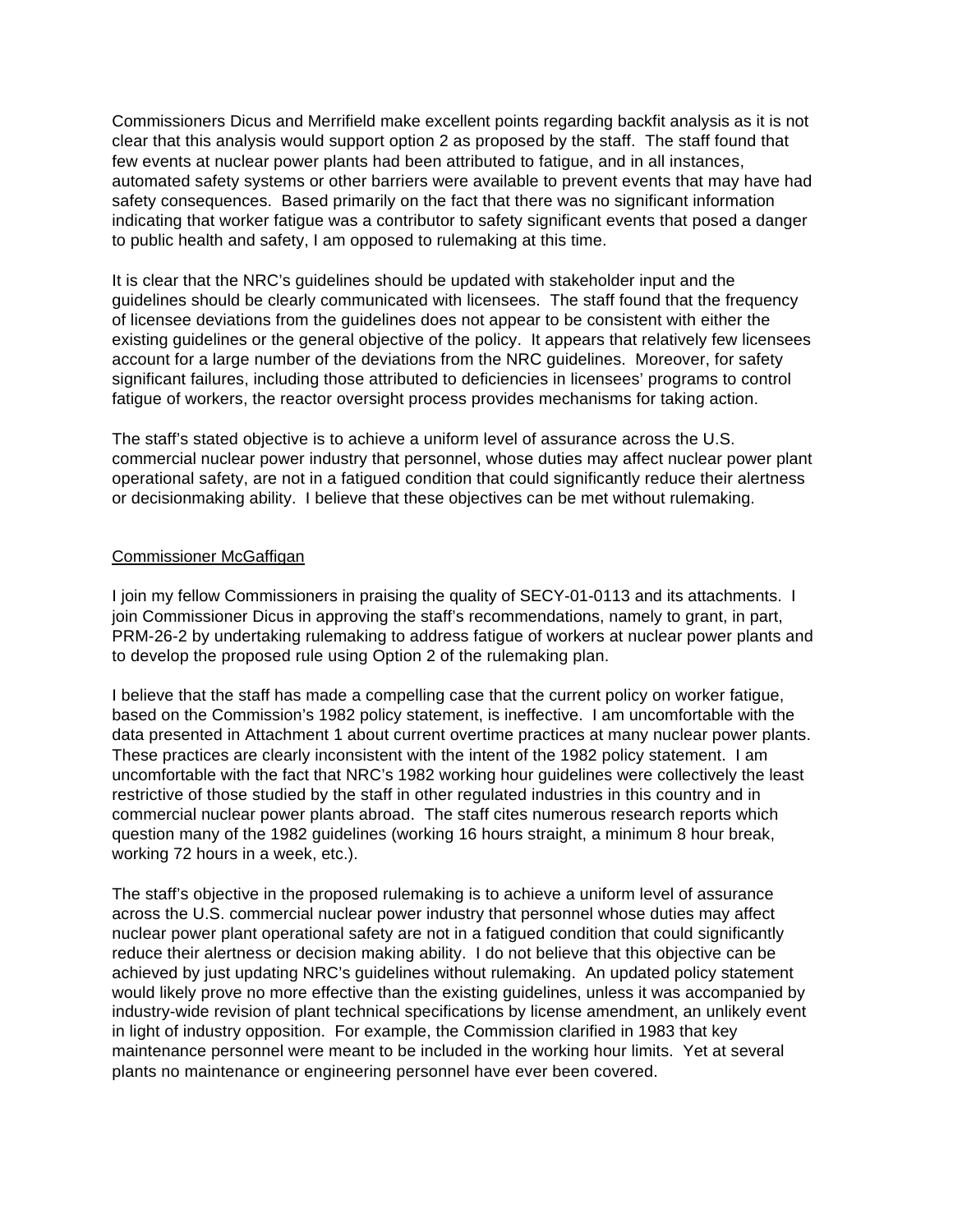Commissioners Dicus and Merrifield make excellent points regarding backfit analysis as it is not clear that this analysis would support option 2 as proposed by the staff. The staff found that few events at nuclear power plants had been attributed to fatigue, and in all instances, automated safety systems or other barriers were available to prevent events that may have had safety consequences. Based primarily on the fact that there was no significant information indicating that worker fatigue was a contributor to safety significant events that posed a danger to public health and safety, I am opposed to rulemaking at this time.

It is clear that the NRC's guidelines should be updated with stakeholder input and the guidelines should be clearly communicated with licensees. The staff found that the frequency of licensee deviations from the guidelines does not appear to be consistent with either the existing guidelines or the general objective of the policy. It appears that relatively few licensees account for a large number of the deviations from the NRC guidelines. Moreover, for safety significant failures, including those attributed to deficiencies in licensees' programs to control fatigue of workers, the reactor oversight process provides mechanisms for taking action.

The staff's stated objective is to achieve a uniform level of assurance across the U.S. commercial nuclear power industry that personnel, whose duties may affect nuclear power plant operational safety, are not in a fatigued condition that could significantly reduce their alertness or decisionmaking ability. I believe that these objectives can be met without rulemaking.

<u>Commissioner McGaffigan</u>

I join my fellow Commissioners in praising the quality of SECY-01-0113 and its attachments. I join Commissioner Dicus in approving the staff's recommendations, namely to grant, in part, PRM-26-2 by undertaking rulemaking to address fatigue of workers at nuclear power plants and to develop the proposed rule using Option 2 of the rulemaking plan.

I believe that the staff has made a compelling case that the current policy on worker fatigue, based on the Commission's 1982 policy statement, is ineffective. I am uncomfortable with the data presented in Attachment 1 about current overtime practices at many nuclear power plants. These practices are clearly inconsistent with the intent of the 1982 policy statement. I am uncomfortable with the fact that NRC's 1982 working hour guidelines were collectively the least restrictive of those studied by the staff in other regulated industries in this country and in commercial nuclear power plants abroad. The staff cites numerous research reports which question many of the 1982 guidelines (working 16 hours straight, a minimum 8 hour break, working 72 hours in a week, etc.).

The staff's objective in the proposed rulemaking is to achieve a uniform level of assurance across the U.S. commercial nuclear power industry that personnel whose duties may affect nuclear power plant operational safety are not in a fatigued condition that could significantly reduce their alertness or decision making ability. I do not believe that this objective can be achieved by just updating NRC's guidelines without rulemaking. An updated policy statement would likely prove no more effective than the existing guidelines, unless it was accompanied by industry-wide revision of plant technical specifications by license amendment, an unlikely event in light of industry opposition. For example, the Commission clarified in 1983 that key maintenance personnel were meant to be included in the working hour limits. Yet at several plants no maintenance or engineering personnel have ever been covered.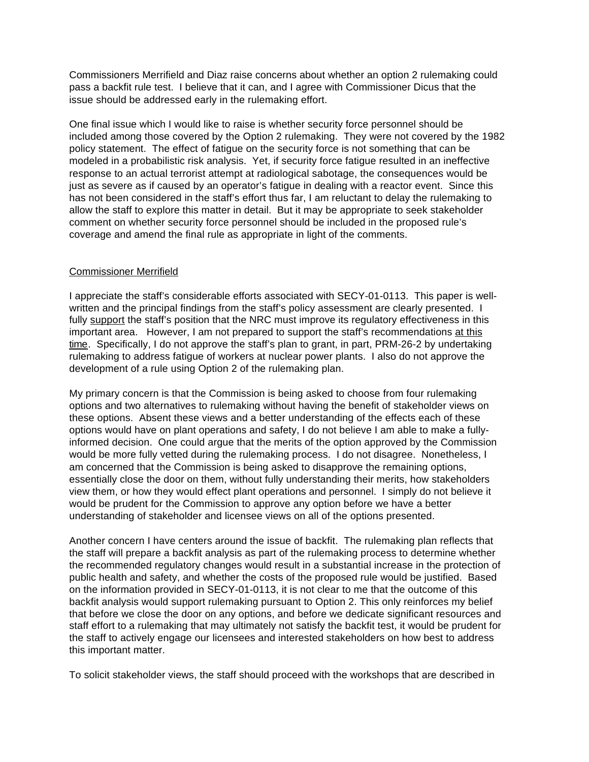Commissioners Merrifield and Diaz raise concerns about whether an option 2 rulemaking could pass a backfit rule test. I believe that it can, and I agree with Commissioner Dicus that the issue should be addressed early in the rulemaking effort.

One final issue which I would like to raise is whether security force personnel should be included among those covered by the Option 2 rulemaking. They were not covered by the 1982 policy statement. The effect of fatigue on the security force is not something that can be modeled in a probabilistic risk analysis. Yet, if security force fatigue resulted in an ineffective response to an actual terrorist attempt at radiological sabotage, the consequences would be just as severe as if caused by an operator's fatigue in dealing with a reactor event. Since this has not been considered in the staff's effort thus far, I am reluctant to delay the rulemaking to allow the staff to explore this matter in detail. But it may be appropriate to seek stakeholder comment on whether security force personnel should be included in the proposed rule's coverage and amend the final rule as appropriate in light of the comments.

Commissioner Merrifield

I appreciate the staff's considerable efforts associated with SECY-01-0113. This paper is well-written and the principal findings from the staff's policy assessment are clearly presented. I fully support the staff's position that the NRC must improve its regulatory effectiveness in this important area. However, I am not prepared to support the staff's recommendations at this time. Specifically, I do not approve the staff's plan to grant, in part, PRM-26-2 by undertaking rulemaking to address fatigue of workers at nuclear power plants. I also do not approve the development of a rule using Option 2 of the rulemaking plan.

My primary concern is that the Commission is being asked to choose from four rulemaking options and two alternatives to rulemaking without having the benefit of stakeholder views on these options. Absent these views and a better understanding of the effects each of these options would have on plant operations and safety, I do not believe I am able to make a fully-informed decision. One could argue that the merits of the option approved by the Commission would be more fully vetted during the rulemaking process. I do not disagree. Nonetheless, I am concerned that the Commission is being asked to disapprove the remaining options, essentially close the door on them, without fully understanding their merits, how stakeholders view them, or how they would effect plant operations and personnel. I simply do not believe it would be prudent for the Commission to approve any option before we have a better understanding of stakeholder and licensee views on all of the options presented.

Another concern I have centers around the issue of backfit. The rulemaking plan reflects that the staff will prepare a backfit analysis as part of the rulemaking process to determine whether the recommended regulatory changes would result in a substantial increase in the protection of public health and safety, and whether the costs of the proposed rule would be justified. Based on the information provided in SECY-01-0113, it is not clear to me that the outcome of this backfit analysis would support rulemaking pursuant to Option 2. This only reinforces my belief that before we close the door on any options, and before we dedicate significant resources and staff effort to a rulemaking that may ultimately not satisfy the backfit test, it would be prudent for the staff to actively engage our licensees and interested stakeholders on how best to address this important matter.

To solicit stakeholder views, the staff should proceed with the workshops that are described in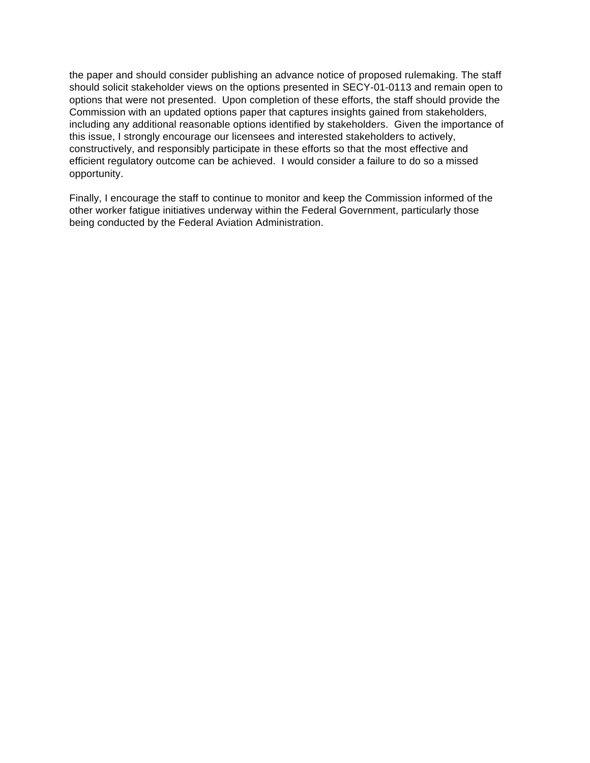the paper and should consider publishing an advance notice of proposed rulemaking. The staff should solicit stakeholder views on the options presented in SECY-01-0113 and remain open to options that were not presented. Upon completion of these efforts, the staff should provide the Commission with an updated options paper that captures insights gained from stakeholders, including any additional reasonable options identified by stakeholders. Given the importance of this issue, I strongly encourage our licensees and interested stakeholders to actively, constructively, and responsibly participate in these efforts so that the most effective and efficient regulatory outcome can be achieved. I would consider a failure to do so a missed opportunity.

Finally, I encourage the staff to continue to monitor and keep the Commission informed of the other worker fatigue initiatives underway within the Federal Government, particularly those being conducted by the Federal Aviation Administration.